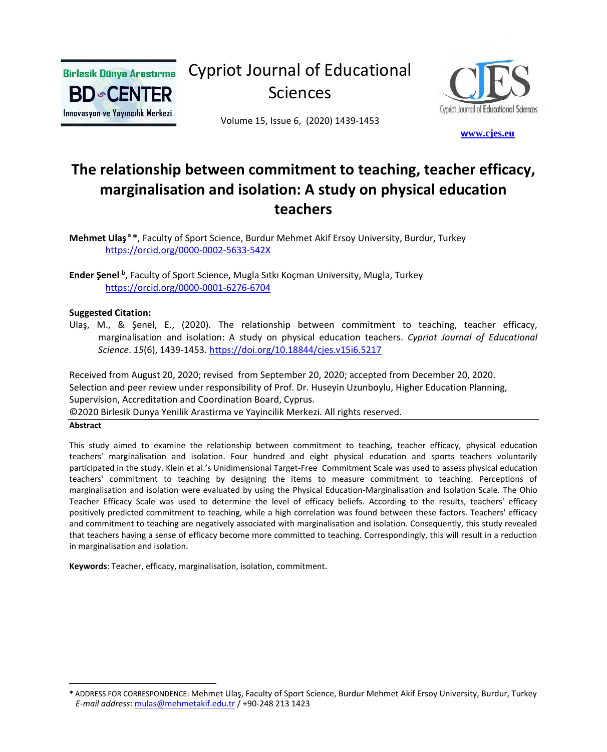Cypriot Journal of Educational Sciences

Volume 15, Issue 6, (2020) 1439-1453

www.cjes.eu

# The relationship between commitment to teaching, teacher efficacy, marginalisation and isolation: A study on physical education teachers

**Mehmet Ulaş** [a] *, Faculty of Sport Science, Burdur Mehmet Akif Ersoy University, Burdur, Turkey https://orcid.org/0000-0002-5633-542X

**Ender Şenel** [b], Faculty of Sport Science, Mugla Sıtkı Koçman University, Mugla, Turkey https://orcid.org/0000-0001-6276-6704

**Suggested Citation:**

Ulaş, M., & Şenel, E., (2020). The relationship between commitment to teaching, teacher efficacy, marginalisation and isolation: A study on physical education teachers. *Cypriot Journal of Educational Science*. *15*(6), 1439-1453. https://doi.org/10.18844/cjes.v15i6.5217

Received from August 20, 2020; revised from September 20, 2020; accepted from December 20, 2020.
Selection and peer review under responsibility of Prof. Dr. Huseyin Uzunboylu, Higher Education Planning, Supervision, Accreditation and Coordination Board, Cyprus.
©2020 Birlesik Dunya Yenilik Arastirma ve Yayincilik Merkezi. All rights reserved.

**Abstract**

This study aimed to examine the relationship between commitment to teaching, teacher efficacy, physical education teachers' marginalisation and isolation. Four hundred and eight physical education and sports teachers voluntarily participated in the study. Klein et al.'s Unidimensional Target-Free Commitment Scale was used to assess physical education teachers' commitment to teaching by designing the items to measure commitment to teaching. Perceptions of marginalisation and isolation were evaluated by using the Physical Education-Marginalisation and Isolation Scale. The Ohio Teacher Efficacy Scale was used to determine the level of efficacy beliefs. According to the results, teachers' efficacy positively predicted commitment to teaching, while a high correlation was found between these factors. Teachers' efficacy and commitment to teaching are negatively associated with marginalisation and isolation. Consequently, this study revealed that teachers having a sense of efficacy become more committed to teaching. Correspondingly, this will result in a reduction in marginalisation and isolation.

**Keywords**: Teacher, efficacy, marginalisation, isolation, commitment.

---

\* ADDRESS FOR CORRESPONDENCE: Mehmet Ulaş, Faculty of Sport Science, Burdur Mehmet Akif Ersoy University, Burdur, Turkey *E-mail address*: mulas@mehmetakif.edu.tr / +90-248 213 1423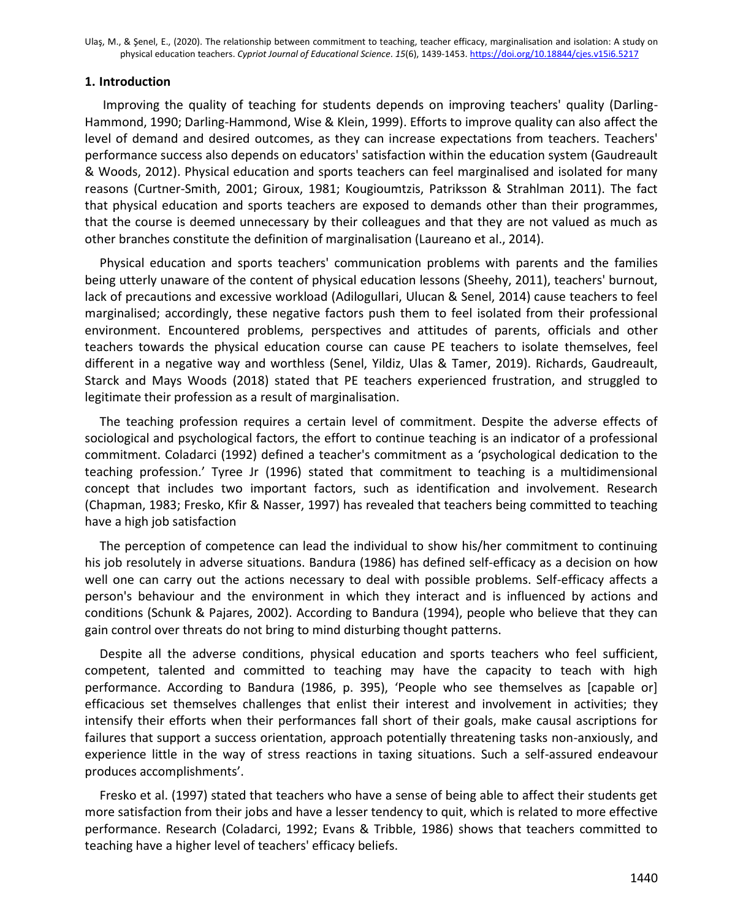## 1. Introduction

Improving the quality of teaching for students depends on improving teachers' quality (Darling-Hammond, 1990; Darling-Hammond, Wise & Klein, 1999). Efforts to improve quality can also affect the level of demand and desired outcomes, as they can increase expectations from teachers. Teachers' performance success also depends on educators' satisfaction within the education system (Gaudreault & Woods, 2012). Physical education and sports teachers can feel marginalised and isolated for many reasons (Curtner-Smith, 2001; Giroux, 1981; Kougioumtzis, Patriksson & Strahlman 2011). The fact that physical education and sports teachers are exposed to demands other than their programmes, that the course is deemed unnecessary by their colleagues and that they are not valued as much as other branches constitute the definition of marginalisation (Laureano et al., 2014).

Physical education and sports teachers' communication problems with parents and the families being utterly unaware of the content of physical education lessons (Sheehy, 2011), teachers' burnout, lack of precautions and excessive workload (Adilogullari, Ulucan & Senel, 2014) cause teachers to feel marginalised; accordingly, these negative factors push them to feel isolated from their professional environment. Encountered problems, perspectives and attitudes of parents, officials and other teachers towards the physical education course can cause PE teachers to isolate themselves, feel different in a negative way and worthless (Senel, Yildiz, Ulas & Tamer, 2019). Richards, Gaudreault, Starck and Mays Woods (2018) stated that PE teachers experienced frustration, and struggled to legitimate their profession as a result of marginalisation.

The teaching profession requires a certain level of commitment. Despite the adverse effects of sociological and psychological factors, the effort to continue teaching is an indicator of a professional commitment. Coladarci (1992) defined a teacher's commitment as a 'psychological dedication to the teaching profession.' Tyree Jr (1996) stated that commitment to teaching is a multidimensional concept that includes two important factors, such as identification and involvement. Research (Chapman, 1983; Fresko, Kfir & Nasser, 1997) has revealed that teachers being committed to teaching have a high job satisfaction

The perception of competence can lead the individual to show his/her commitment to continuing his job resolutely in adverse situations. Bandura (1986) has defined self-efficacy as a decision on how well one can carry out the actions necessary to deal with possible problems. Self-efficacy affects a person's behaviour and the environment in which they interact and is influenced by actions and conditions (Schunk & Pajares, 2002). According to Bandura (1994), people who believe that they can gain control over threats do not bring to mind disturbing thought patterns.

Despite all the adverse conditions, physical education and sports teachers who feel sufficient, competent, talented and committed to teaching may have the capacity to teach with high performance. According to Bandura (1986, p. 395), 'People who see themselves as [capable or] efficacious set themselves challenges that enlist their interest and involvement in activities; they intensify their efforts when their performances fall short of their goals, make causal ascriptions for failures that support a success orientation, approach potentially threatening tasks non-anxiously, and experience little in the way of stress reactions in taxing situations. Such a self-assured endeavour produces accomplishments'.

Fresko et al. (1997) stated that teachers who have a sense of being able to affect their students get more satisfaction from their jobs and have a lesser tendency to quit, which is related to more effective performance. Research (Coladarci, 1992; Evans & Tribble, 1986) shows that teachers committed to teaching have a higher level of teachers' efficacy beliefs.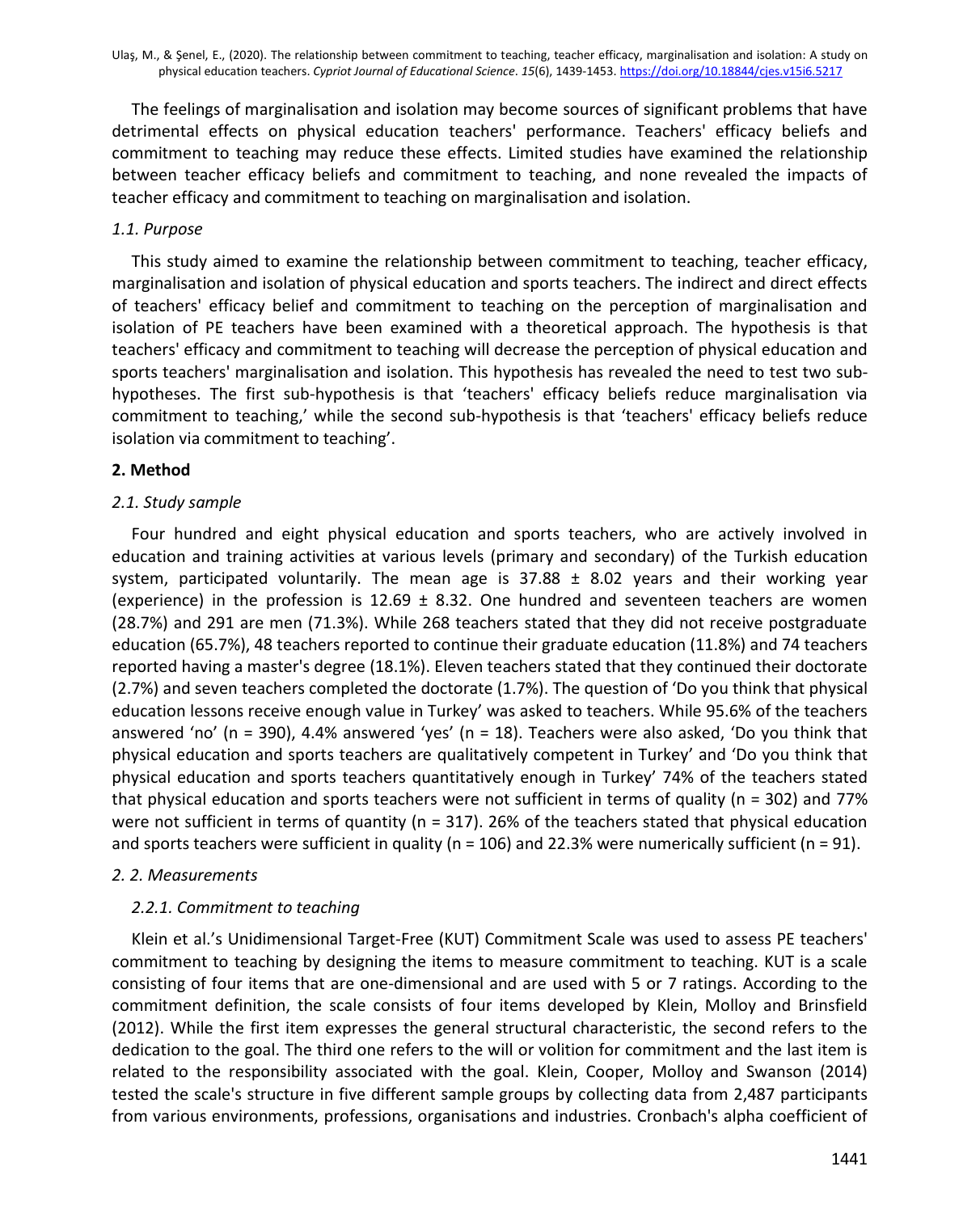The feelings of marginalisation and isolation may become sources of significant problems that have detrimental effects on physical education teachers' performance. Teachers' efficacy beliefs and commitment to teaching may reduce these effects. Limited studies have examined the relationship between teacher efficacy beliefs and commitment to teaching, and none revealed the impacts of teacher efficacy and commitment to teaching on marginalisation and isolation.

### *1.1. Purpose*

This study aimed to examine the relationship between commitment to teaching, teacher efficacy, marginalisation and isolation of physical education and sports teachers. The indirect and direct effects of teachers' efficacy belief and commitment to teaching on the perception of marginalisation and isolation of PE teachers have been examined with a theoretical approach. The hypothesis is that teachers' efficacy and commitment to teaching will decrease the perception of physical education and sports teachers' marginalisation and isolation. This hypothesis has revealed the need to test two sub-hypotheses. The first sub-hypothesis is that 'teachers' efficacy beliefs reduce marginalisation via commitment to teaching,' while the second sub-hypothesis is that 'teachers' efficacy beliefs reduce isolation via commitment to teaching'.

## **2. Method**

### *2.1. Study sample*

Four hundred and eight physical education and sports teachers, who are actively involved in education and training activities at various levels (primary and secondary) of the Turkish education system, participated voluntarily. The mean age is 37.88 ± 8.02 years and their working year (experience) in the profession is 12.69 ± 8.32. One hundred and seventeen teachers are women (28.7%) and 291 are men (71.3%). While 268 teachers stated that they did not receive postgraduate education (65.7%), 48 teachers reported to continue their graduate education (11.8%) and 74 teachers reported having a master's degree (18.1%). Eleven teachers stated that they continued their doctorate (2.7%) and seven teachers completed the doctorate (1.7%). The question of 'Do you think that physical education lessons receive enough value in Turkey' was asked to teachers. While 95.6% of the teachers answered 'no' (n = 390), 4.4% answered 'yes' (n = 18). Teachers were also asked, 'Do you think that physical education and sports teachers are qualitatively competent in Turkey' and 'Do you think that physical education and sports teachers quantitatively enough in Turkey' 74% of the teachers stated that physical education and sports teachers were not sufficient in terms of quality (n = 302) and 77% were not sufficient in terms of quantity (n = 317). 26% of the teachers stated that physical education and sports teachers were sufficient in quality (n = 106) and 22.3% were numerically sufficient (n = 91).

### *2. 2. Measurements*

#### *2.2.1. Commitment to teaching*

Klein et al.'s Unidimensional Target-Free (KUT) Commitment Scale was used to assess PE teachers' commitment to teaching by designing the items to measure commitment to teaching. KUT is a scale consisting of four items that are one-dimensional and are used with 5 or 7 ratings. According to the commitment definition, the scale consists of four items developed by Klein, Molloy and Brinsfield (2012). While the first item expresses the general structural characteristic, the second refers to the dedication to the goal. The third one refers to the will or volition for commitment and the last item is related to the responsibility associated with the goal. Klein, Cooper, Molloy and Swanson (2014) tested the scale's structure in five different sample groups by collecting data from 2,487 participants from various environments, professions, organisations and industries. Cronbach's alpha coefficient of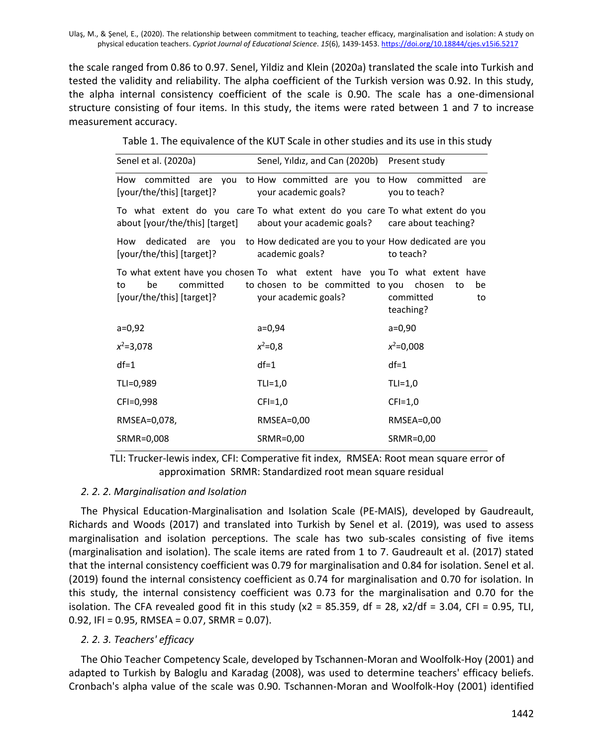the scale ranged from 0.86 to 0.97. Senel, Yildiz and Klein (2020a) translated the scale into Turkish and tested the validity and reliability. The alpha coefficient of the Turkish version was 0.92. In this study, the alpha internal consistency coefficient of the scale is 0.90. The scale has a one-dimensional structure consisting of four items. In this study, the items were rated between 1 and 7 to increase measurement accuracy.

Table 1. The equivalence of the KUT Scale in other studies and its use in this study

| Senel et al. (2020a) | Senel, Yıldız, and Can (2020b) | Present study |
|---|---|---|
| How committed are you to [your/the/this] [target]? | How committed are you to your academic goals? | How committed are you to teach? |
| To what extent do you care about [your/the/this] [target] | To what extent do you care about your academic goals? | To what extent do you care about teaching? |
| How dedicated are you to [your/the/this] [target]? | How dedicated are you to your academic goals? | How dedicated are you to teach? |
| To what extent have you chosen to be committed to [your/the/this] [target]? | To what extent have you chosen to be committed to your academic goals? | To what extent have you chosen to be committed to teaching? |
| a=0,92 | a=0,94 | a=0,90 |
| $x^2$=3,078 | $x^2$=0,8 | $x^2$=0,008 |
| df=1 | df=1 | df=1 |
| TLI=0,989 | TLI=1,0 | TLI=1,0 |
| CFI=0,998 | CFI=1,0 | CFI=1,0 |
| RMSEA=0,078, | RMSEA=0,00 | RMSEA=0,00 |
| SRMR=0,008 | SRMR=0,00 | SRMR=0,00 |

TLI: Trucker-lewis index, CFI: Comperative fit index, RMSEA: Root mean square error of approximation SRMR: Standardized root mean square residual

### *2. 2. 2. Marginalisation and Isolation*

The Physical Education-Marginalisation and Isolation Scale (PE-MAIS), developed by Gaudreault, Richards and Woods (2017) and translated into Turkish by Senel et al. (2019), was used to assess marginalisation and isolation perceptions. The scale has two sub-scales consisting of five items (marginalisation and isolation). The scale items are rated from 1 to 7. Gaudreault et al. (2017) stated that the internal consistency coefficient was 0.79 for marginalisation and 0.84 for isolation. Senel et al. (2019) found the internal consistency coefficient as 0.74 for marginalisation and 0.70 for isolation. In this study, the internal consistency coefficient was 0.73 for the marginalisation and 0.70 for the isolation. The CFA revealed good fit in this study ($x2$ = 85.359, df = 28, $x2$/df = 3.04, CFI = 0.95, TLI, 0.92, IFI = 0.95, RMSEA = 0.07, SRMR = 0.07).

### *2. 2. 3. Teachers' efficacy*

The Ohio Teacher Competency Scale, developed by Tschannen-Moran and Woolfolk-Hoy (2001) and adapted to Turkish by Baloglu and Karadag (2008), was used to determine teachers' efficacy beliefs. Cronbach's alpha value of the scale was 0.90. Tschannen-Moran and Woolfolk-Hoy (2001) identified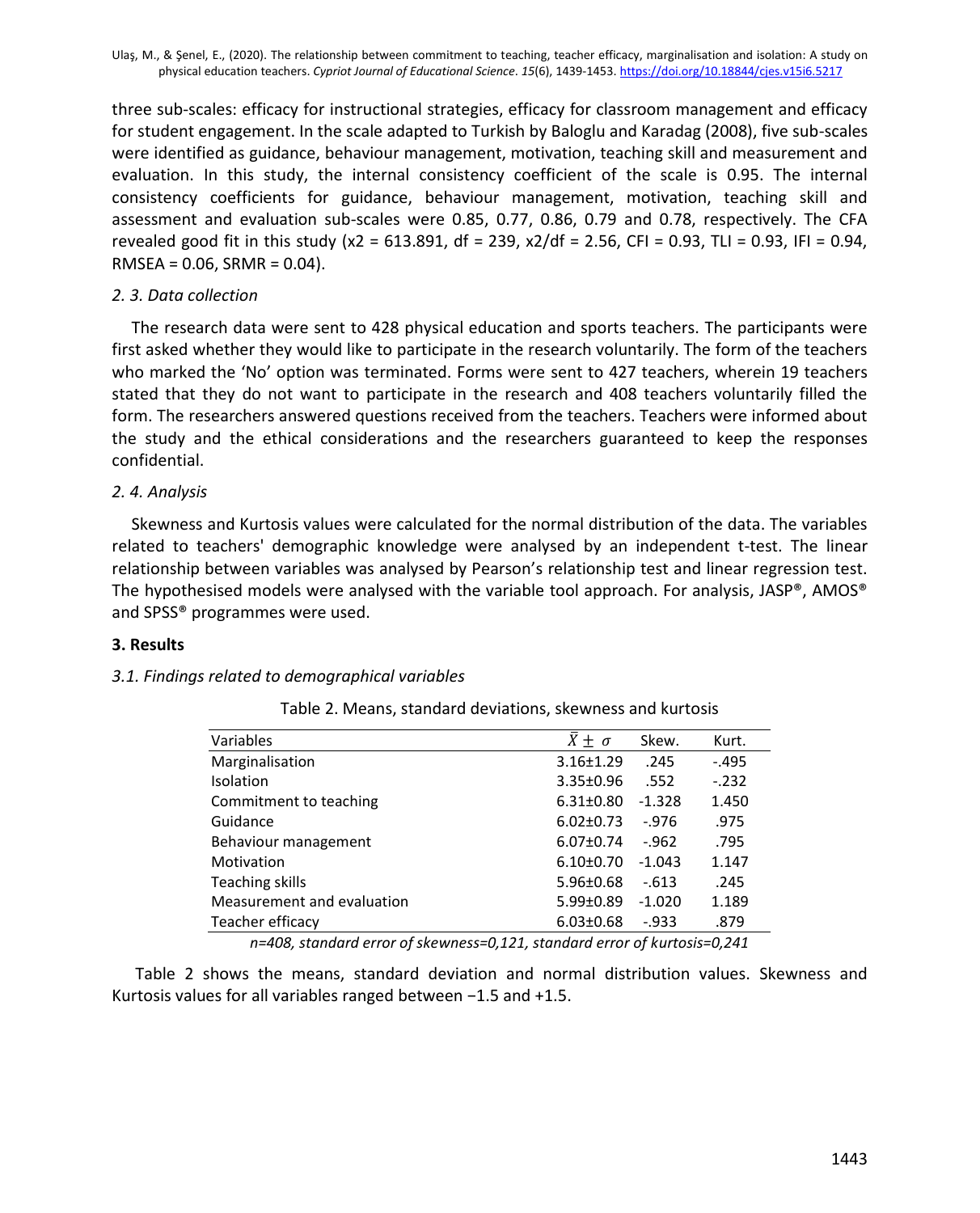three sub-scales: efficacy for instructional strategies, efficacy for classroom management and efficacy for student engagement. In the scale adapted to Turkish by Baloglu and Karadag (2008), five sub-scales were identified as guidance, behaviour management, motivation, teaching skill and measurement and evaluation. In this study, the internal consistency coefficient of the scale is 0.95. The internal consistency coefficients for guidance, behaviour management, motivation, teaching skill and assessment and evaluation sub-scales were 0.85, 0.77, 0.86, 0.79 and 0.78, respectively. The CFA revealed good fit in this study ($x2$ = 613.891, df = 239, $x2$/df = 2.56, CFI = 0.93, TLI = 0.93, IFI = 0.94, RMSEA = 0.06, SRMR = 0.04).

*2. 3. Data collection*

The research data were sent to 428 physical education and sports teachers. The participants were first asked whether they would like to participate in the research voluntarily. The form of the teachers who marked the 'No' option was terminated. Forms were sent to 427 teachers, wherein 19 teachers stated that they do not want to participate in the research and 408 teachers voluntarily filled the form. The researchers answered questions received from the teachers. Teachers were informed about the study and the ethical considerations and the researchers guaranteed to keep the responses confidential.

*2. 4. Analysis*

Skewness and Kurtosis values were calculated for the normal distribution of the data. The variables related to teachers' demographic knowledge were analysed by an independent t-test. The linear relationship between variables was analysed by Pearson's relationship test and linear regression test. The hypothesised models were analysed with the variable tool approach. For analysis, JASP®, AMOS® and SPSS® programmes were used.

## 3. Results

*3.1. Findings related to demographical variables*

Table 2. Means, standard deviations, skewness and kurtosis

| Variables | $\bar{X} \pm \sigma$ | Skew. | Kurt. |
|---|---|---|---|
| Marginalisation | 3.16±1.29 | .245 | -.495 |
| Isolation | 3.35±0.96 | .552 | -.232 |
| Commitment to teaching | 6.31±0.80 | -1.328 | 1.450 |
| Guidance | 6.02±0.73 | -.976 | .975 |
| Behaviour management | 6.07±0.74 | -.962 | .795 |
| Motivation | 6.10±0.70 | -1.043 | 1.147 |
| Teaching skills | 5.96±0.68 | -.613 | .245 |
| Measurement and evaluation | 5.99±0.89 | -1.020 | 1.189 |
| Teacher efficacy | 6.03±0.68 | -.933 | .879 |

*n=408, standard error of skewness=0,121, standard error of kurtosis=0,241*

Table 2 shows the means, standard deviation and normal distribution values. Skewness and Kurtosis values for all variables ranged between −1.5 and +1.5.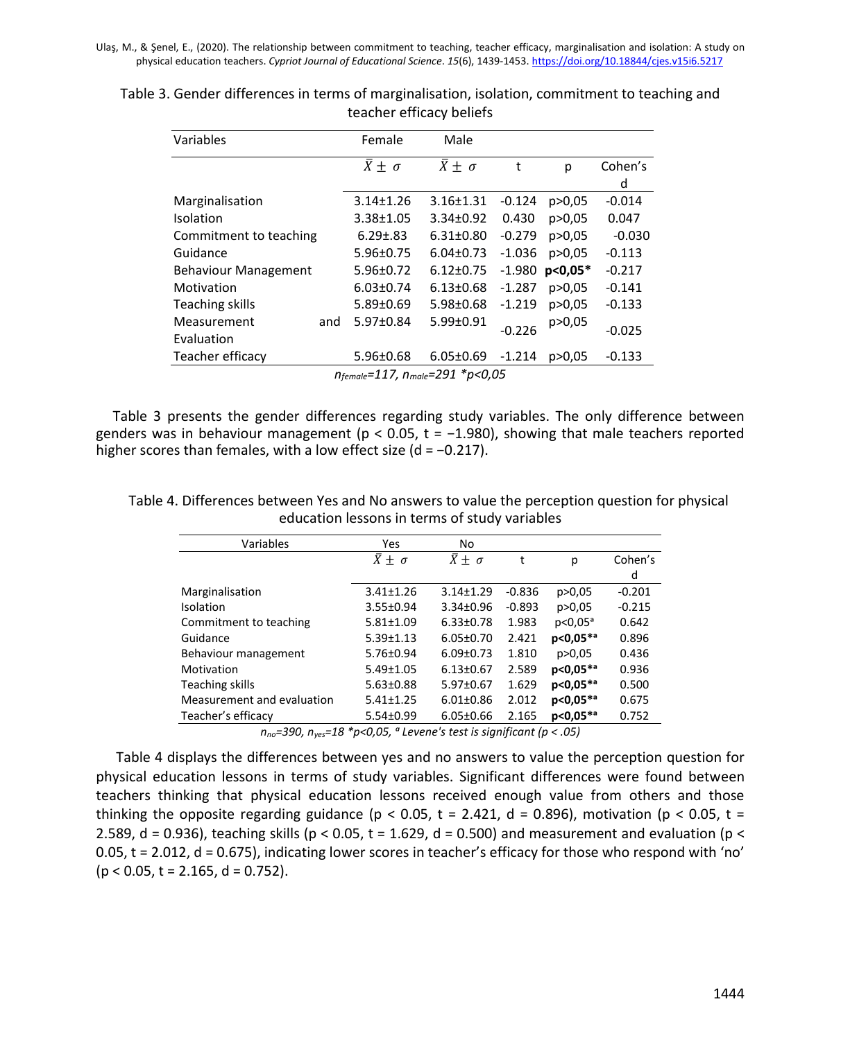Table 3. Gender differences in terms of marginalisation, isolation, commitment to teaching and teacher efficacy beliefs

| Variables | Female | Male | | | |
|---|---|---|---|---|---|
| | $\bar{X} \pm \sigma$ | $\bar{X} \pm \sigma$ | t | p | Cohen's d |
| Marginalisation | 3.14±1.26 | 3.16±1.31 | -0.124 | p>0,05 | -0.014 |
| Isolation | 3.38±1.05 | 3.34±0.92 | 0.430 | p>0,05 | 0.047 |
| Commitment to teaching | 6.29±.83 | 6.31±0.80 | -0.279 | p>0,05 | -0.030 |
| Guidance | 5.96±0.75 | 6.04±0.73 | -1.036 | p>0,05 | -0.113 |
| Behaviour Management | 5.96±0.72 | 6.12±0.75 | -1.980 | **p<0,05*** | -0.217 |
| Motivation | 6.03±0.74 | 6.13±0.68 | -1.287 | p>0,05 | -0.141 |
| Teaching skills | 5.89±0.69 | 5.98±0.68 | -1.219 | p>0,05 | -0.133 |
| Measurement and Evaluation | 5.97±0.84 | 5.99±0.91 | -0.226 | p>0,05 | -0.025 |
| Teacher efficacy | 5.96±0.68 | 6.05±0.69 | -1.214 | p>0,05 | -0.133 |

*$n_{female}$=117, $n_{male}$=291 *p<0,05*

Table 3 presents the gender differences regarding study variables. The only difference between genders was in behaviour management ($p < 0.05$, $t = -1.980$), showing that male teachers reported higher scores than females, with a low effect size ($d = -0.217$).

Table 4. Differences between Yes and No answers to value the perception question for physical education lessons in terms of study variables

| Variables | Yes | No | | | |
|---|---|---|---|---|---|
| | $\bar{X} \pm \sigma$ | $\bar{X} \pm \sigma$ | t | p | Cohen's d |
| Marginalisation | 3.41±1.26 | 3.14±1.29 | -0.836 | p>0,05 | -0.201 |
| Isolation | 3.55±0.94 | 3.34±0.96 | -0.893 | p>0,05 | -0.215 |
| Commitment to teaching | 5.81±1.09 | 6.33±0.78 | 1.983 | p<0,05[a] | 0.642 |
| Guidance | 5.39±1.13 | 6.05±0.70 | 2.421 | **p<0,05*[a]** | 0.896 |
| Behaviour management | 5.76±0.94 | 6.09±0.73 | 1.810 | p>0,05 | 0.436 |
| Motivation | 5.49±1.05 | 6.13±0.67 | 2.589 | **p<0,05*[a]** | 0.936 |
| Teaching skills | 5.63±0.88 | 5.97±0.67 | 1.629 | **p<0,05*[a]** | 0.500 |
| Measurement and evaluation | 5.41±1.25 | 6.01±0.86 | 2.012 | **p<0,05*[a]** | 0.675 |
| Teacher's efficacy | 5.54±0.99 | 6.05±0.66 | 2.165 | **p<0,05*[a]** | 0.752 |

*$n_{no}$=390, $n_{yes}$=18 *p<0,05, [a] Levene's test is significant (p < .05)*

Table 4 displays the differences between yes and no answers to value the perception question for physical education lessons in terms of study variables. Significant differences were found between teachers thinking that physical education lessons received enough value from others and those thinking the opposite regarding guidance ($p < 0.05$, $t = 2.421$, $d = 0.896$), motivation ($p < 0.05$, $t = 2.589$, $d = 0.936$), teaching skills ($p < 0.05$, $t = 1.629$, $d = 0.500$) and measurement and evaluation ($p < 0.05$, $t = 2.012$, $d = 0.675$), indicating lower scores in teacher's efficacy for those who respond with 'no' ($p < 0.05$, $t = 2.165$, $d = 0.752$).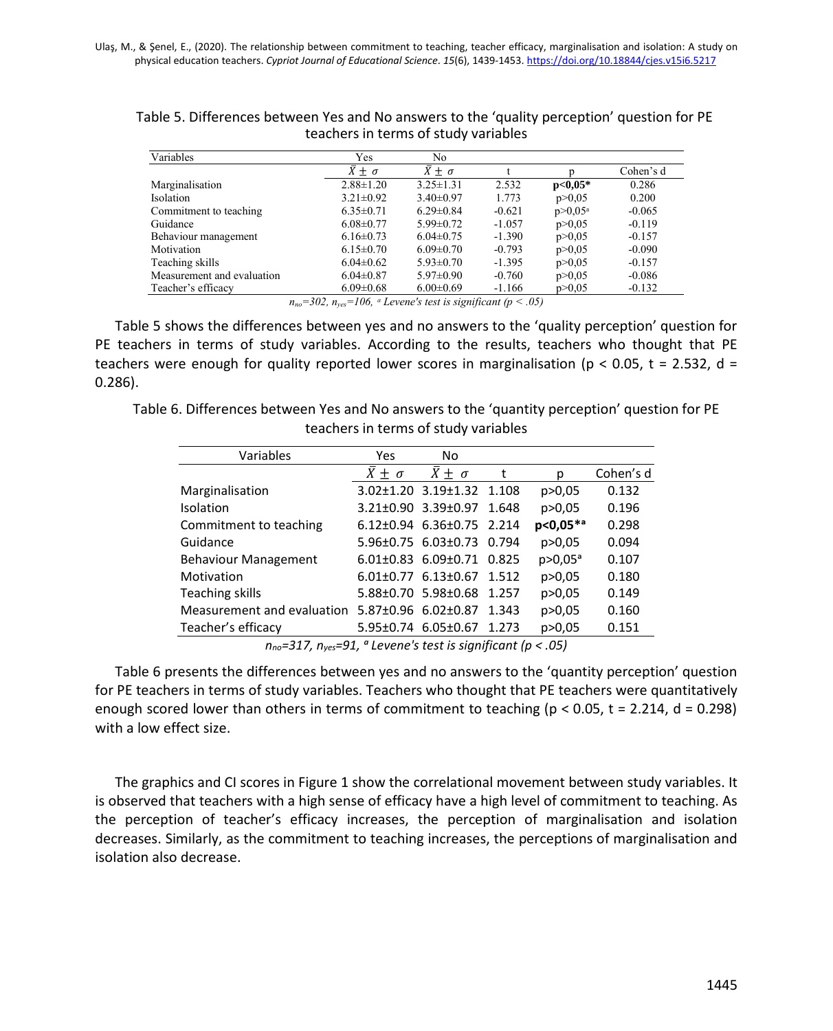Table 5. Differences between Yes and No answers to the 'quality perception' question for PE teachers in terms of study variables

| Variables | Yes | No | | | |
|---|---|---|---|---|---|
| | $\bar{X} \pm \sigma$ | $\bar{X} \pm \sigma$ | t | p | Cohen's d |
| Marginalisation | 2.88±1.20 | 3.25±1.31 | 2.532 | **p<0,05*** | 0.286 |
| Isolation | 3.21±0.92 | 3.40±0.97 | 1.773 | p>0,05 | 0.200 |
| Commitment to teaching | 6.35±0.71 | 6.29±0.84 | -0.621 | p>0,05[a] | -0.065 |
| Guidance | 6.08±0.77 | 5.99±0.72 | -1.057 | p>0,05 | -0.119 |
| Behaviour management | 6.16±0.73 | 6.04±0.75 | -1.390 | p>0,05 | -0.157 |
| Motivation | 6.15±0.70 | 6.09±0.70 | -0.793 | p>0,05 | -0.090 |
| Teaching skills | 6.04±0.62 | 5.93±0.70 | -1.395 | p>0,05 | -0.157 |
| Measurement and evaluation | 6.04±0.87 | 5.97±0.90 | -0.760 | p>0,05 | -0.086 |
| Teacher's efficacy | 6.09±0.68 | 6.00±0.69 | -1.166 | p>0,05 | -0.132 |

*$n_{no}$=302, $n_{yes}$=106, [a] Levene's test is significant (p < .05)*

Table 5 shows the differences between yes and no answers to the 'quality perception' question for PE teachers in terms of study variables. According to the results, teachers who thought that PE teachers were enough for quality reported lower scores in marginalisation ($p < 0.05$, $t = 2.532$, $d = 0.286$).

Table 6. Differences between Yes and No answers to the 'quantity perception' question for PE teachers in terms of study variables

| Variables | Yes | No | | | |
|---|---|---|---|---|---|
| | $\bar{X} \pm \sigma$ | $\bar{X} \pm \sigma$ | t | p | Cohen's d |
| Marginalisation | 3.02±1.20 | 3.19±1.32 | 1.108 | p>0,05 | 0.132 |
| Isolation | 3.21±0.90 | 3.39±0.97 | 1.648 | p>0,05 | 0.196 |
| Commitment to teaching | 6.12±0.94 | 6.36±0.75 | 2.214 | **p<0,05*[a]** | 0.298 |
| Guidance | 5.96±0.75 | 6.03±0.73 | 0.794 | p>0,05 | 0.094 |
| Behaviour Management | 6.01±0.83 | 6.09±0.71 | 0.825 | p>0,05[a] | 0.107 |
| Motivation | 6.01±0.77 | 6.13±0.67 | 1.512 | p>0,05 | 0.180 |
| Teaching skills | 5.88±0.70 | 5.98±0.68 | 1.257 | p>0,05 | 0.149 |
| Measurement and evaluation | 5.87±0.96 | 6.02±0.87 | 1.343 | p>0,05 | 0.160 |
| Teacher's efficacy | 5.95±0.74 | 6.05±0.67 | 1.273 | p>0,05 | 0.151 |

*$n_{no}$=317, $n_{yes}$=91, [a] Levene's test is significant (p < .05)*

Table 6 presents the differences between yes and no answers to the 'quantity perception' question for PE teachers in terms of study variables. Teachers who thought that PE teachers were quantitatively enough scored lower than others in terms of commitment to teaching ($p < 0.05$, $t = 2.214$, $d = 0.298$) with a low effect size.

The graphics and CI scores in Figure 1 show the correlational movement between study variables. It is observed that teachers with a high sense of efficacy have a high level of commitment to teaching. As the perception of teacher's efficacy increases, the perception of marginalisation and isolation decreases. Similarly, as the commitment to teaching increases, the perceptions of marginalisation and isolation also decrease.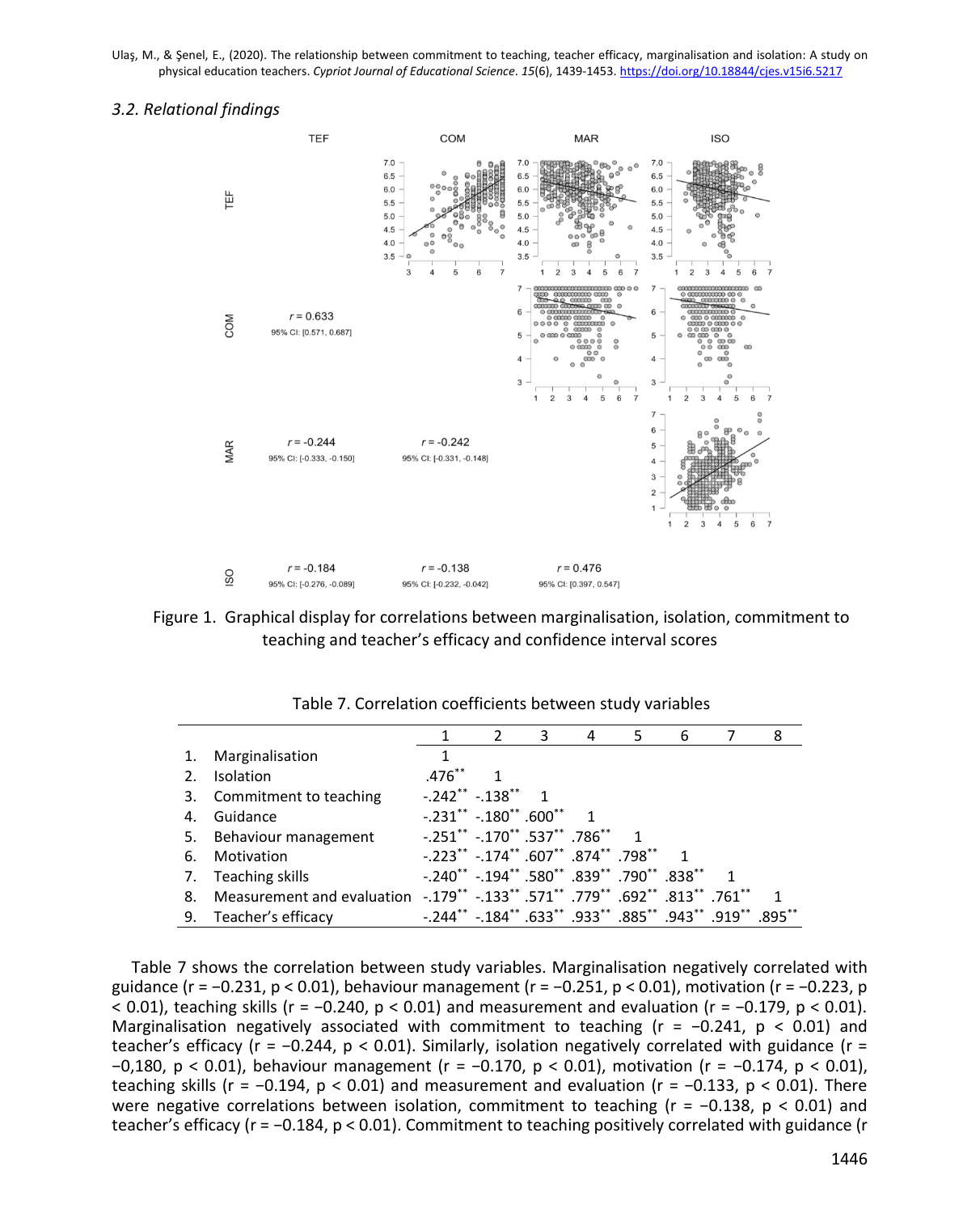### 3.2. Relational findings

Figure 1. Graphical display for correlations between marginalisation, isolation, commitment to teaching and teacher's efficacy and confidence interval scores

Table 7. Correlation coefficients between study variables

| | | 1 | 2 | 3 | 4 | 5 | 6 | 7 | 8 |
|---|---|---|---|---|---|---|---|---|---|
| 1. | Marginalisation | 1 | | | | | | | |
| 2. | Isolation | .476** | 1 | | | | | | |
| 3. | Commitment to teaching | -.242** | -.138** | 1 | | | | | |
| 4. | Guidance | -.231** | -.180** | .600** | 1 | | | | |
| 5. | Behaviour management | -.251** | -.170** | .537** | .786** | 1 | | | |
| 6. | Motivation | -.223** | -.174** | .607** | .874** | .798** | 1 | | |
| 7. | Teaching skills | -.240** | -.194** | .580** | .839** | .790** | .838** | 1 | |
| 8. | Measurement and evaluation | -.179** | -.133** | .571** | .779** | .692** | .813** | .761** | 1 |
| 9. | Teacher's efficacy | -.244** | -.184** | .633** | .933** | .885** | .943** | .919** | .895** |

Table 7 shows the correlation between study variables. Marginalisation negatively correlated with guidance ($r = -0.231$, $p < 0.01$), behaviour management ($r = -0.251$, $p < 0.01$), motivation ($r = -0.223$, $p < 0.01$), teaching skills ($r = -0.240$, $p < 0.01$) and measurement and evaluation ($r = -0.179$, $p < 0.01$). Marginalisation negatively associated with commitment to teaching ($r = -0.241$, $p < 0.01$) and teacher's efficacy ($r = -0.244$, $p < 0.01$). Similarly, isolation negatively correlated with guidance ($r = -0{,}180$, $p < 0.01$), behaviour management ($r = -0.170$, $p < 0.01$), motivation ($r = -0.174$, $p < 0.01$), teaching skills ($r = -0.194$, $p < 0.01$) and measurement and evaluation ($r = -0.133$, $p < 0.01$). There were negative correlations between isolation, commitment to teaching ($r = -0.138$, $p < 0.01$) and teacher's efficacy ($r = -0.184$, $p < 0.01$). Commitment to teaching positively correlated with guidance (r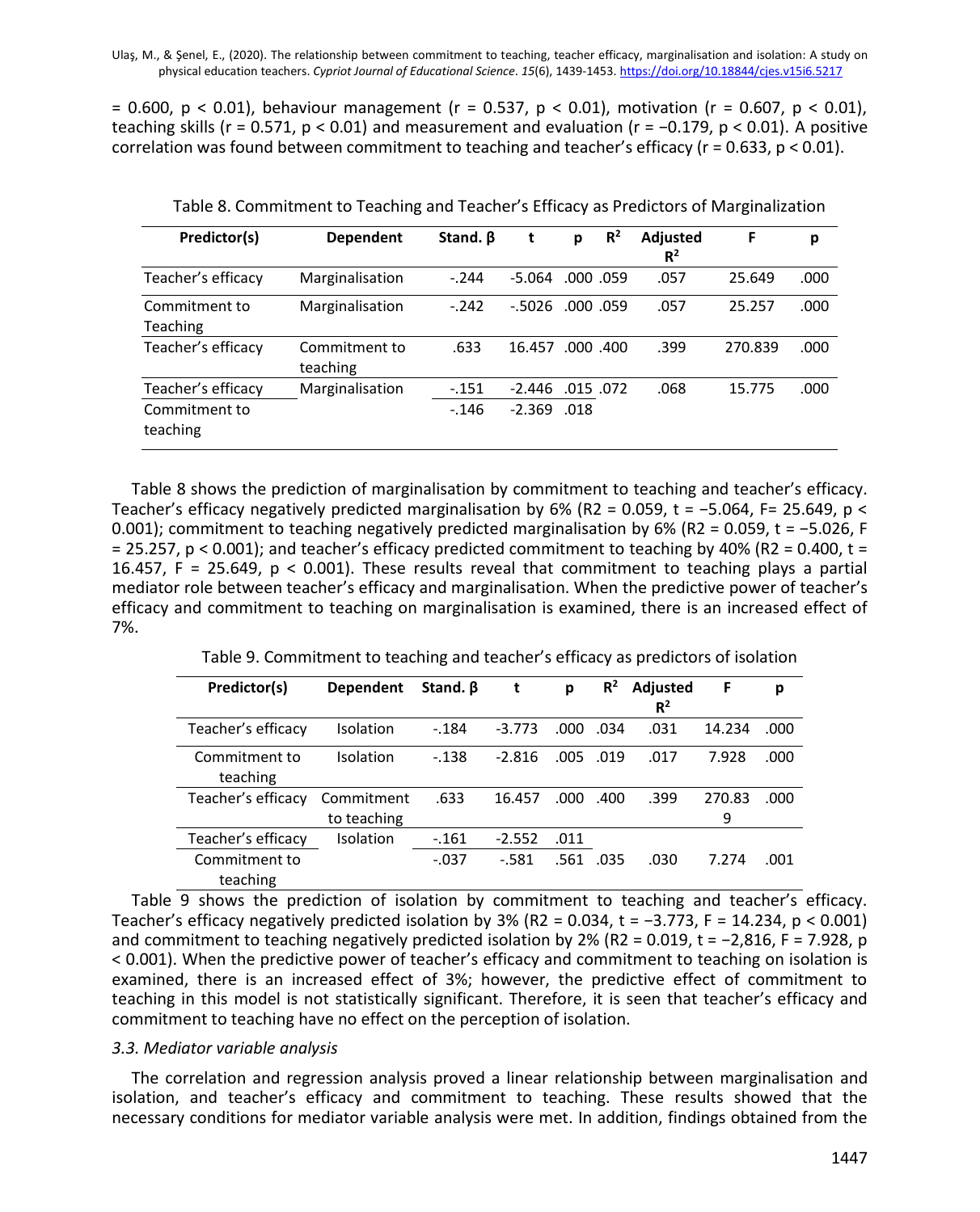= 0.600, $p < 0.01$), behaviour management ($r = 0.537$, $p < 0.01$), motivation ($r = 0.607$, $p < 0.01$), teaching skills ($r = 0.571$, $p < 0.01$) and measurement and evaluation ($r = -0.179$, $p < 0.01$). A positive correlation was found between commitment to teaching and teacher's efficacy ($r = 0.633$, $p < 0.01$).

Table 8. Commitment to Teaching and Teacher's Efficacy as Predictors of Marginalization

| Predictor(s) | Dependent | Stand. β | t | p | $R^2$ | Adjusted $R^2$ | F | p |
|---|---|---|---|---|---|---|---|---|
| Teacher's efficacy | Marginalisation | -.244 | -5.064 | .000 | .059 | .057 | 25.649 | .000 |
| Commitment to Teaching | Marginalisation | -.242 | -.5026 | .000 | .059 | .057 | 25.257 | .000 |
| Teacher's efficacy | Commitment to teaching | .633 | 16.457 | .000 | .400 | .399 | 270.839 | .000 |
| Teacher's efficacy | Marginalisation | -.151 | -2.446 | .015 | .072 | .068 | 15.775 | .000 |
| Commitment to teaching | | -.146 | -2.369 | .018 | | | | |

Table 8 shows the prediction of marginalisation by commitment to teaching and teacher's efficacy. Teacher's efficacy negatively predicted marginalisation by 6% (R2 = 0.059, $t = -5.064$, F= 25.649, $p < 0.001$); commitment to teaching negatively predicted marginalisation by 6% (R2 = 0.059, $t = -5.026$, F = 25.257, $p < 0.001$); and teacher's efficacy predicted commitment to teaching by 40% (R2 = 0.400, t = 16.457, F = 25.649, $p < 0.001$). These results reveal that commitment to teaching plays a partial mediator role between teacher's efficacy and marginalisation. When the predictive power of teacher's efficacy and commitment to teaching on marginalisation is examined, there is an increased effect of 7%.

Table 9. Commitment to teaching and teacher's efficacy as predictors of isolation

| Predictor(s) | Dependent | Stand. β | t | p | $R^2$ | Adjusted $R^2$ | F | p |
|---|---|---|---|---|---|---|---|---|
| Teacher's efficacy | Isolation | -.184 | -3.773 | .000 | .034 | .031 | 14.234 | .000 |
| Commitment to teaching | Isolation | -.138 | -2.816 | .005 | .019 | .017 | 7.928 | .000 |
| Teacher's efficacy | Commitment to teaching | .633 | 16.457 | .000 | .400 | .399 | 270.839 | .000 |
| Teacher's efficacy | Isolation | -.161 | -2.552 | .011 | | | | |
| Commitment to teaching | | -.037 | -.581 | .561 | .035 | .030 | 7.274 | .001 |

Table 9 shows the prediction of isolation by commitment to teaching and teacher's efficacy. Teacher's efficacy negatively predicted isolation by 3% (R2 = 0.034, $t = -3.773$, F = 14.234, $p < 0.001$) and commitment to teaching negatively predicted isolation by 2% (R2 = 0.019, $t = -2{,}816$, F = 7.928, $p < 0.001$). When the predictive power of teacher's efficacy and commitment to teaching on isolation is examined, there is an increased effect of 3%; however, the predictive effect of commitment to teaching in this model is not statistically significant. Therefore, it is seen that teacher's efficacy and commitment to teaching have no effect on the perception of isolation.

### *3.3. Mediator variable analysis*

The correlation and regression analysis proved a linear relationship between marginalisation and isolation, and teacher's efficacy and commitment to teaching. These results showed that the necessary conditions for mediator variable analysis were met. In addition, findings obtained from the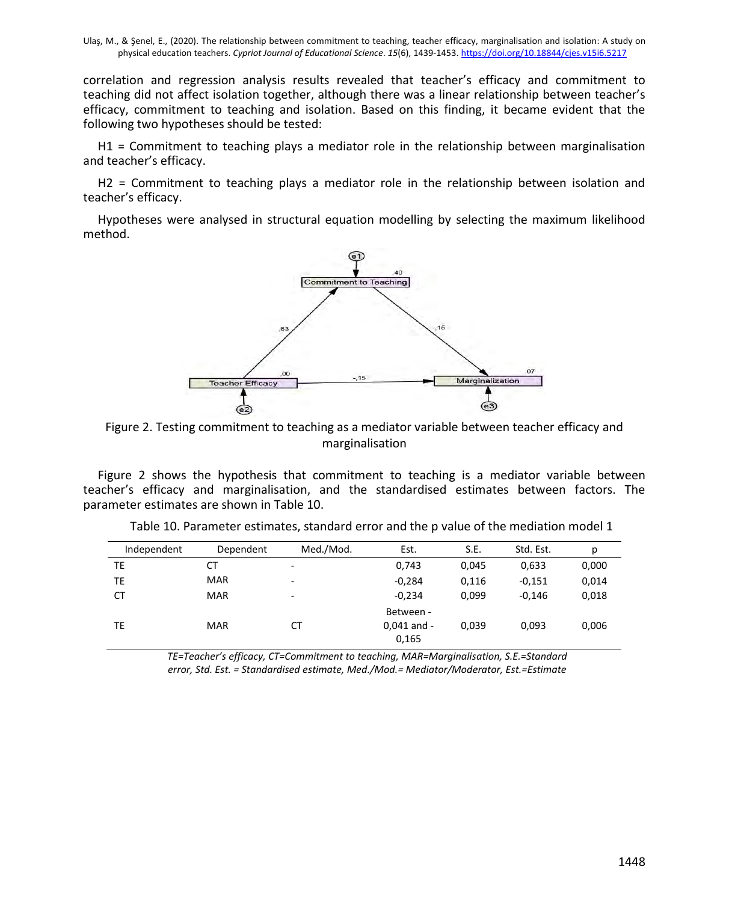correlation and regression analysis results revealed that teacher's efficacy and commitment to teaching did not affect isolation together, although there was a linear relationship between teacher's efficacy, commitment to teaching and isolation. Based on this finding, it became evident that the following two hypotheses should be tested:

H1 = Commitment to teaching plays a mediator role in the relationship between marginalisation and teacher's efficacy.

H2 = Commitment to teaching plays a mediator role in the relationship between isolation and teacher's efficacy.

Hypotheses were analysed in structural equation modelling by selecting the maximum likelihood method.

Figure 2. Testing commitment to teaching as a mediator variable between teacher efficacy and marginalisation

Figure 2 shows the hypothesis that commitment to teaching is a mediator variable between teacher's efficacy and marginalisation, and the standardised estimates between factors. The parameter estimates are shown in Table 10.

Table 10. Parameter estimates, standard error and the p value of the mediation model 1

| Independent | Dependent | Med./Mod. | Est. | S.E. | Std. Est. | p |
|---|---|---|---|---|---|---|
| TE | CT | - | 0,743 | 0,045 | 0,633 | 0,000 |
| TE | MAR | - | -0,284 | 0,116 | -0,151 | 0,014 |
| CT | MAR | - | -0,234 | 0,099 | -0,146 | 0,018 |
| TE | MAR | CT | Between -0,041 and -0,165 | 0,039 | 0,093 | 0,006 |

*TE=Teacher's efficacy, CT=Commitment to teaching, MAR=Marginalisation, S.E.=Standard error, Std. Est. = Standardised estimate, Med./Mod.= Mediator/Moderator, Est.=Estimate*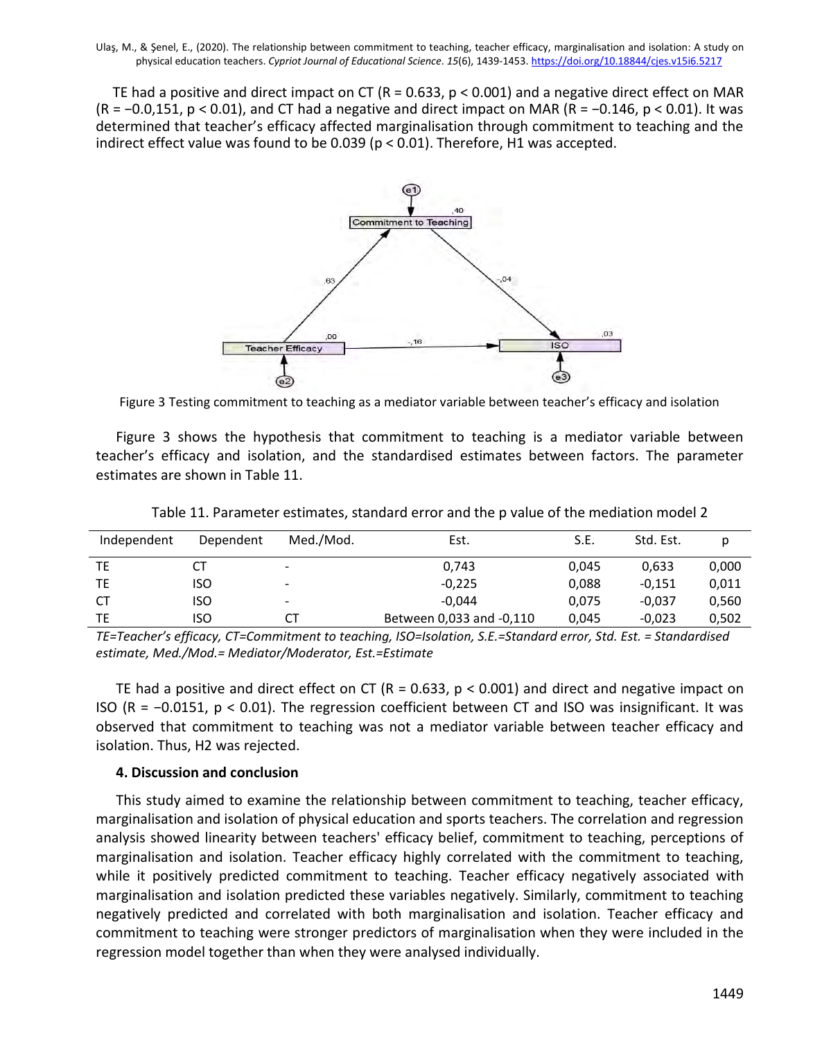TE had a positive and direct impact on CT (R = 0.633, $p < 0.001$) and a negative direct effect on MAR (R = −0.0,151, $p < 0.01$), and CT had a negative and direct impact on MAR (R = −0.146, $p < 0.01$). It was determined that teacher's efficacy affected marginalisation through commitment to teaching and the indirect effect value was found to be 0.039 ($p < 0.01$). Therefore, H1 was accepted.

Figure 3 Testing commitment to teaching as a mediator variable between teacher's efficacy and isolation

Figure 3 shows the hypothesis that commitment to teaching is a mediator variable between teacher's efficacy and isolation, and the standardised estimates between factors. The parameter estimates are shown in Table 11.

Table 11. Parameter estimates, standard error and the p value of the mediation model 2

| Independent | Dependent | Med./Mod. | Est. | S.E. | Std. Est. | p |
|---|---|---|---|---|---|---|
| TE | CT | - | 0,743 | 0,045 | 0,633 | 0,000 |
| TE | ISO | - | -0,225 | 0,088 | -0,151 | 0,011 |
| CT | ISO | - | -0,044 | 0,075 | -0,037 | 0,560 |
| TE | ISO | CT | Between 0,033 and -0,110 | 0,045 | -0,023 | 0,502 |

*TE=Teacher's efficacy, CT=Commitment to teaching, ISO=Isolation, S.E.=Standard error, Std. Est. = Standardised estimate, Med./Mod.= Mediator/Moderator, Est.=Estimate*

TE had a positive and direct effect on CT (R = 0.633, $p < 0.001$) and direct and negative impact on ISO (R = −0.0151, $p < 0.01$). The regression coefficient between CT and ISO was insignificant. It was observed that commitment to teaching was not a mediator variable between teacher efficacy and isolation. Thus, H2 was rejected.

## 4. Discussion and conclusion

This study aimed to examine the relationship between commitment to teaching, teacher efficacy, marginalisation and isolation of physical education and sports teachers. The correlation and regression analysis showed linearity between teachers' efficacy belief, commitment to teaching, perceptions of marginalisation and isolation. Teacher efficacy highly correlated with the commitment to teaching, while it positively predicted commitment to teaching. Teacher efficacy negatively associated with marginalisation and isolation predicted these variables negatively. Similarly, commitment to teaching negatively predicted and correlated with both marginalisation and isolation. Teacher efficacy and commitment to teaching were stronger predictors of marginalisation when they were included in the regression model together than when they were analysed individually.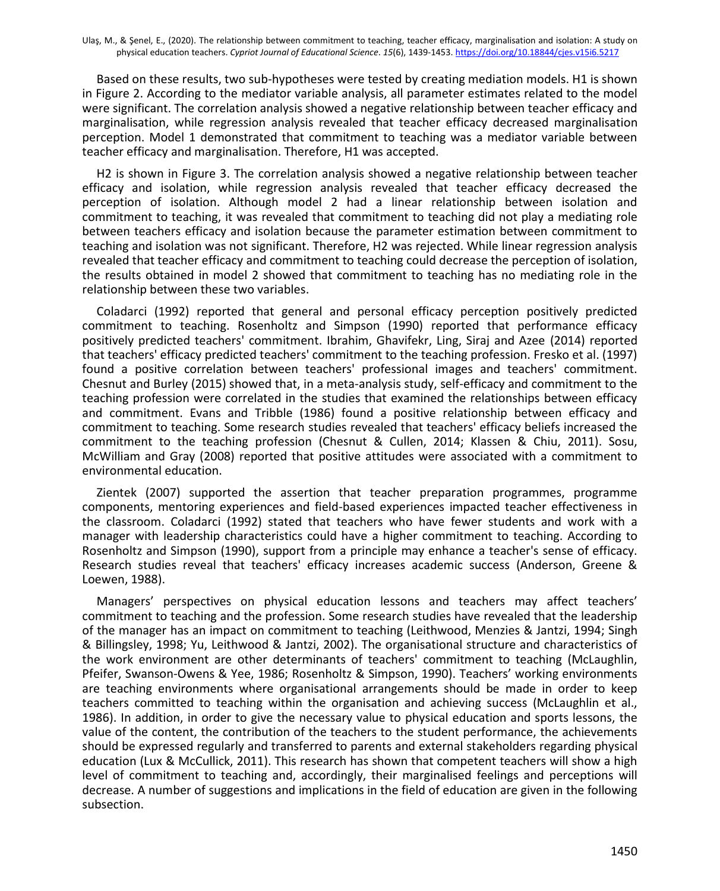Based on these results, two sub-hypotheses were tested by creating mediation models. H1 is shown in Figure 2. According to the mediator variable analysis, all parameter estimates related to the model were significant. The correlation analysis showed a negative relationship between teacher efficacy and marginalisation, while regression analysis revealed that teacher efficacy decreased marginalisation perception. Model 1 demonstrated that commitment to teaching was a mediator variable between teacher efficacy and marginalisation. Therefore, H1 was accepted.

H2 is shown in Figure 3. The correlation analysis showed a negative relationship between teacher efficacy and isolation, while regression analysis revealed that teacher efficacy decreased the perception of isolation. Although model 2 had a linear relationship between isolation and commitment to teaching, it was revealed that commitment to teaching did not play a mediating role between teachers efficacy and isolation because the parameter estimation between commitment to teaching and isolation was not significant. Therefore, H2 was rejected. While linear regression analysis revealed that teacher efficacy and commitment to teaching could decrease the perception of isolation, the results obtained in model 2 showed that commitment to teaching has no mediating role in the relationship between these two variables.

Coladarci (1992) reported that general and personal efficacy perception positively predicted commitment to teaching. Rosenholtz and Simpson (1990) reported that performance efficacy positively predicted teachers' commitment. Ibrahim, Ghavifekr, Ling, Siraj and Azee (2014) reported that teachers' efficacy predicted teachers' commitment to the teaching profession. Fresko et al. (1997) found a positive correlation between teachers' professional images and teachers' commitment. Chesnut and Burley (2015) showed that, in a meta-analysis study, self-efficacy and commitment to the teaching profession were correlated in the studies that examined the relationships between efficacy and commitment. Evans and Tribble (1986) found a positive relationship between efficacy and commitment to teaching. Some research studies revealed that teachers' efficacy beliefs increased the commitment to the teaching profession (Chesnut & Cullen, 2014; Klassen & Chiu, 2011). Sosu, McWilliam and Gray (2008) reported that positive attitudes were associated with a commitment to environmental education.

Zientek (2007) supported the assertion that teacher preparation programmes, programme components, mentoring experiences and field-based experiences impacted teacher effectiveness in the classroom. Coladarci (1992) stated that teachers who have fewer students and work with a manager with leadership characteristics could have a higher commitment to teaching. According to Rosenholtz and Simpson (1990), support from a principle may enhance a teacher's sense of efficacy. Research studies reveal that teachers' efficacy increases academic success (Anderson, Greene & Loewen, 1988).

Managers' perspectives on physical education lessons and teachers may affect teachers' commitment to teaching and the profession. Some research studies have revealed that the leadership of the manager has an impact on commitment to teaching (Leithwood, Menzies & Jantzi, 1994; Singh & Billingsley, 1998; Yu, Leithwood & Jantzi, 2002). The organisational structure and characteristics of the work environment are other determinants of teachers' commitment to teaching (McLaughlin, Pfeifer, Swanson-Owens & Yee, 1986; Rosenholtz & Simpson, 1990). Teachers' working environments are teaching environments where organisational arrangements should be made in order to keep teachers committed to teaching within the organisation and achieving success (McLaughlin et al., 1986). In addition, in order to give the necessary value to physical education and sports lessons, the value of the content, the contribution of the teachers to the student performance, the achievements should be expressed regularly and transferred to parents and external stakeholders regarding physical education (Lux & McCullick, 2011). This research has shown that competent teachers will show a high level of commitment to teaching and, accordingly, their marginalised feelings and perceptions will decrease. A number of suggestions and implications in the field of education are given in the following subsection.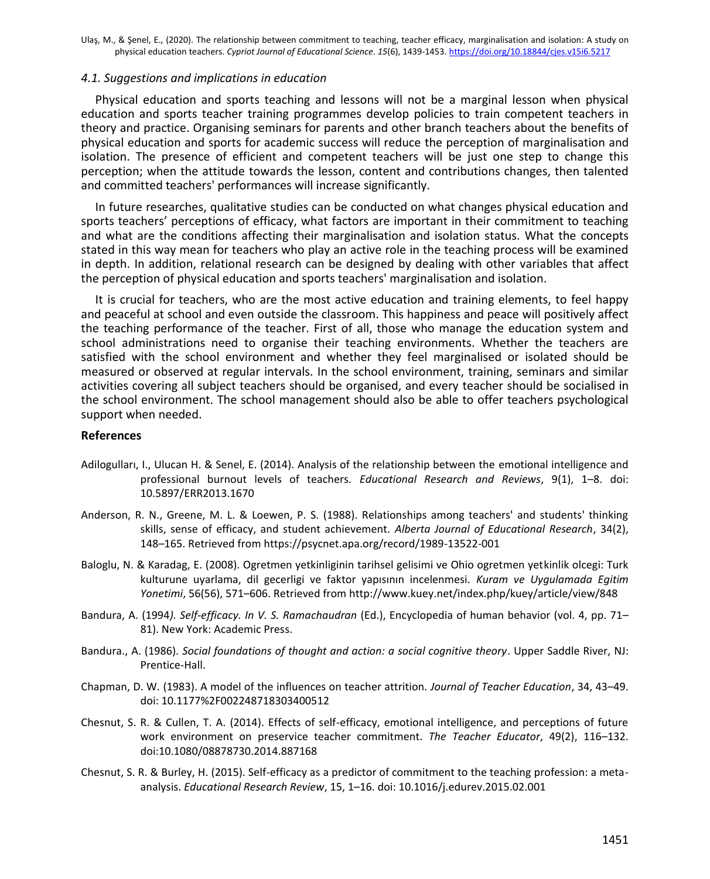### 4.1. Suggestions and implications in education

Physical education and sports teaching and lessons will not be a marginal lesson when physical education and sports teacher training programmes develop policies to train competent teachers in theory and practice. Organising seminars for parents and other branch teachers about the benefits of physical education and sports for academic success will reduce the perception of marginalisation and isolation. The presence of efficient and competent teachers will be just one step to change this perception; when the attitude towards the lesson, content and contributions changes, then talented and committed teachers' performances will increase significantly.

In future researches, qualitative studies can be conducted on what changes physical education and sports teachers' perceptions of efficacy, what factors are important in their commitment to teaching and what are the conditions affecting their marginalisation and isolation status. What the concepts stated in this way mean for teachers who play an active role in the teaching process will be examined in depth. In addition, relational research can be designed by dealing with other variables that affect the perception of physical education and sports teachers' marginalisation and isolation.

It is crucial for teachers, who are the most active education and training elements, to feel happy and peaceful at school and even outside the classroom. This happiness and peace will positively affect the teaching performance of the teacher. First of all, those who manage the education system and school administrations need to organise their teaching environments. Whether the teachers are satisfied with the school environment and whether they feel marginalised or isolated should be measured or observed at regular intervals. In the school environment, training, seminars and similar activities covering all subject teachers should be organised, and every teacher should be socialised in the school environment. The school management should also be able to offer teachers psychological support when needed.

## References

Adilogulları, I., Ulucan H. & Senel, E. (2014). Analysis of the relationship between the emotional intelligence and professional burnout levels of teachers. *Educational Research and Reviews*, 9(1), 1–8. doi: 10.5897/ERR2013.1670

Anderson, R. N., Greene, M. L. & Loewen, P. S. (1988). Relationships among teachers' and students' thinking skills, sense of efficacy, and student achievement. *Alberta Journal of Educational Research*, 34(2), 148–165. Retrieved from https://psycnet.apa.org/record/1989-13522-001

Baloglu, N. & Karadag, E. (2008). Ogretmen yetkinliginin tarihsel gelisimi ve Ohio ogretmen yetkinlik olcegi: Turk kulturune uyarlama, dil gecerligi ve faktor yapısının incelenmesi. *Kuram ve Uygulamada Egitim Yonetimi*, 56(56), 571–606. Retrieved from http://www.kuey.net/index.php/kuey/article/view/848

Bandura, A. (1994*). Self-efficacy. In V. S. Ramachaudran* (Ed.), Encyclopedia of human behavior (vol. 4, pp. 71–81). New York: Academic Press.

Bandura., A. (1986). *Social foundations of thought and action: a social cognitive theory*. Upper Saddle River, NJ: Prentice-Hall.

Chapman, D. W. (1983). A model of the influences on teacher attrition. *Journal of Teacher Education*, 34, 43–49. doi: 10.1177%2F002248718303400512

Chesnut, S. R. & Cullen, T. A. (2014). Effects of self-efficacy, emotional intelligence, and perceptions of future work environment on preservice teacher commitment. *The Teacher Educator*, 49(2), 116–132. doi:10.1080/08878730.2014.887168

Chesnut, S. R. & Burley, H. (2015). Self-efficacy as a predictor of commitment to the teaching profession: a meta-analysis. *Educational Research Review*, 15, 1–16. doi: 10.1016/j.edurev.2015.02.001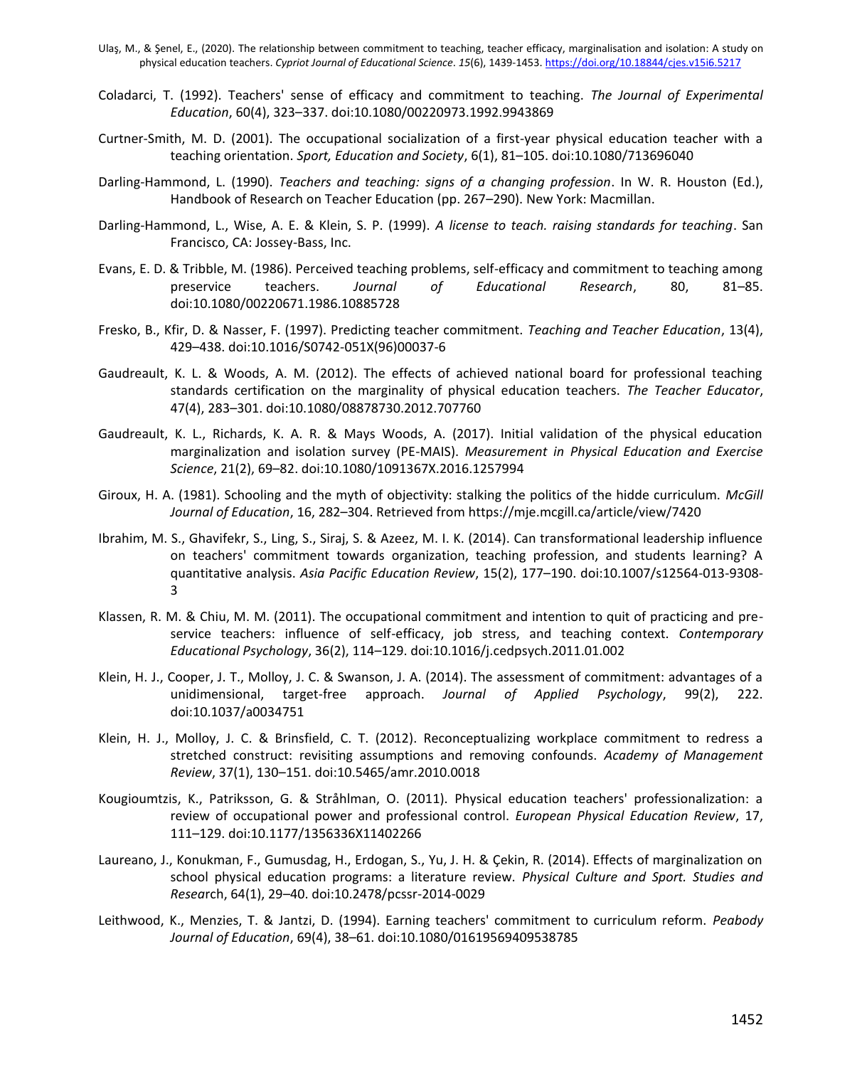Coladarci, T. (1992). Teachers' sense of efficacy and commitment to teaching. *The Journal of Experimental Education*, 60(4), 323–337. doi:10.1080/00220973.1992.9943869

Curtner-Smith, M. D. (2001). The occupational socialization of a first-year physical education teacher with a teaching orientation. *Sport, Education and Society*, 6(1), 81–105. doi:10.1080/713696040

Darling-Hammond, L. (1990). *Teachers and teaching: signs of a changing profession*. In W. R. Houston (Ed.), Handbook of Research on Teacher Education (pp. 267–290). New York: Macmillan.

Darling-Hammond, L., Wise, A. E. & Klein, S. P. (1999). *A license to teach. raising standards for teaching*. San Francisco, CA: Jossey-Bass, Inc.

Evans, E. D. & Tribble, M. (1986). Perceived teaching problems, self-efficacy and commitment to teaching among preservice teachers. *Journal of Educational Research*, 80, 81–85. doi:10.1080/00220671.1986.10885728

Fresko, B., Kfir, D. & Nasser, F. (1997). Predicting teacher commitment. *Teaching and Teacher Education*, 13(4), 429–438. doi:10.1016/S0742-051X(96)00037-6

Gaudreault, K. L. & Woods, A. M. (2012). The effects of achieved national board for professional teaching standards certification on the marginality of physical education teachers. *The Teacher Educator*, 47(4), 283–301. doi:10.1080/08878730.2012.707760

Gaudreault, K. L., Richards, K. A. R. & Mays Woods, A. (2017). Initial validation of the physical education marginalization and isolation survey (PE-MAIS). *Measurement in Physical Education and Exercise Science*, 21(2), 69–82. doi:10.1080/1091367X.2016.1257994

Giroux, H. A. (1981). Schooling and the myth of objectivity: stalking the politics of the hidde curriculum. *McGill Journal of Education*, 16, 282–304. Retrieved from https://mje.mcgill.ca/article/view/7420

Ibrahim, M. S., Ghavifekr, S., Ling, S., Siraj, S. & Azeez, M. I. K. (2014). Can transformational leadership influence on teachers' commitment towards organization, teaching profession, and students learning? A quantitative analysis. *Asia Pacific Education Review*, 15(2), 177–190. doi:10.1007/s12564-013-9308-3

Klassen, R. M. & Chiu, M. M. (2011). The occupational commitment and intention to quit of practicing and pre-service teachers: influence of self-efficacy, job stress, and teaching context. *Contemporary Educational Psychology*, 36(2), 114–129. doi:10.1016/j.cedpsych.2011.01.002

Klein, H. J., Cooper, J. T., Molloy, J. C. & Swanson, J. A. (2014). The assessment of commitment: advantages of a unidimensional, target-free approach. *Journal of Applied Psychology*, 99(2), 222. doi:10.1037/a0034751

Klein, H. J., Molloy, J. C. & Brinsfield, C. T. (2012). Reconceptualizing workplace commitment to redress a stretched construct: revisiting assumptions and removing confounds. *Academy of Management Review*, 37(1), 130–151. doi:10.5465/amr.2010.0018

Kougioumtzis, K., Patriksson, G. & Stråhlman, O. (2011). Physical education teachers' professionalization: a review of occupational power and professional control. *European Physical Education Review*, 17, 111–129. doi:10.1177/1356336X11402266

Laureano, J., Konukman, F., Gumusdag, H., Erdogan, S., Yu, J. H. & Çekin, R. (2014). Effects of marginalization on school physical education programs: a literature review. *Physical Culture and Sport. Studies and Research*, 64(1), 29–40. doi:10.2478/pcssr-2014-0029

Leithwood, K., Menzies, T. & Jantzi, D. (1994). Earning teachers' commitment to curriculum reform. *Peabody Journal of Education*, 69(4), 38–61. doi:10.1080/01619569409538785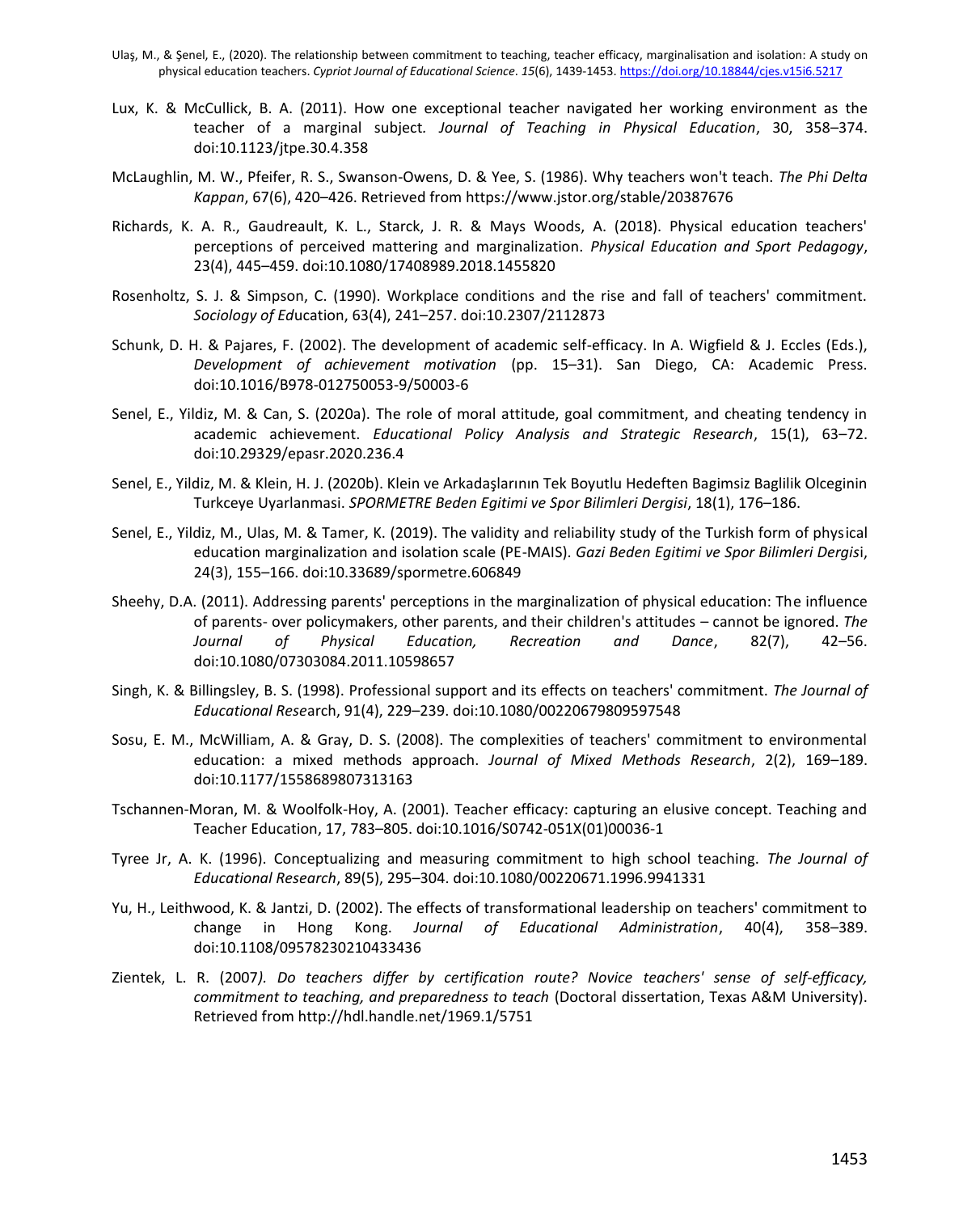Lux, K. & McCullick, B. A. (2011). How one exceptional teacher navigated her working environment as the teacher of a marginal subject*. Journal of Teaching in Physical Education*, 30, 358–374. doi:10.1123/jtpe.30.4.358

McLaughlin, M. W., Pfeifer, R. S., Swanson-Owens, D. & Yee, S. (1986). Why teachers won't teach. *The Phi Delta Kappan*, 67(6), 420–426. Retrieved from https://www.jstor.org/stable/20387676

Richards, K. A. R., Gaudreault, K. L., Starck, J. R. & Mays Woods, A. (2018). Physical education teachers' perceptions of perceived mattering and marginalization. *Physical Education and Sport Pedagogy*, 23(4), 445–459. doi:10.1080/17408989.2018.1455820

Rosenholtz, S. J. & Simpson, C. (1990). Workplace conditions and the rise and fall of teachers' commitment. *Sociology of Ed*ucation, 63(4), 241–257. doi:10.2307/2112873

Schunk, D. H. & Pajares, F. (2002). The development of academic self-efficacy. In A. Wigfield & J. Eccles (Eds.), *Development of achievement motivation* (pp. 15–31). San Diego, CA: Academic Press. doi:10.1016/B978-012750053-9/50003-6

Senel, E., Yildiz, M. & Can, S. (2020a). The role of moral attitude, goal commitment, and cheating tendency in academic achievement. *Educational Policy Analysis and Strategic Research*, 15(1), 63–72. doi:10.29329/epasr.2020.236.4

Senel, E., Yildiz, M. & Klein, H. J. (2020b). Klein ve Arkadaşlarının Tek Boyutlu Hedeften Bagimsiz Baglilik Olceginin Turkceye Uyarlanmasi. *SPORMETRE Beden Egitimi ve Spor Bilimleri Dergisi*, 18(1), 176–186.

Senel, E., Yildiz, M., Ulas, M. & Tamer, K. (2019). The validity and reliability study of the Turkish form of physical education marginalization and isolation scale (PE-MAIS). *Gazi Beden Egitimi ve Spor Bilimleri Dergis*i, 24(3), 155–166. doi:10.33689/spormetre.606849

Sheehy, D.A. (2011). Addressing parents' perceptions in the marginalization of physical education: The influence of parents- over policymakers, other parents, and their children's attitudes – cannot be ignored. *The Journal of Physical Education, Recreation and Dance*, 82(7), 42–56. doi:10.1080/07303084.2011.10598657

Singh, K. & Billingsley, B. S. (1998). Professional support and its effects on teachers' commitment. *The Journal of Educational Rese*arch, 91(4), 229–239. doi:10.1080/00220679809597548

Sosu, E. M., McWilliam, A. & Gray, D. S. (2008). The complexities of teachers' commitment to environmental education: a mixed methods approach. *Journal of Mixed Methods Research*, 2(2), 169–189. doi:10.1177/1558689807313163

Tschannen-Moran, M. & Woolfolk-Hoy, A. (2001). Teacher efficacy: capturing an elusive concept. Teaching and Teacher Education, 17, 783–805. doi:10.1016/S0742-051X(01)00036-1

Tyree Jr, A. K. (1996). Conceptualizing and measuring commitment to high school teaching. *The Journal of Educational Research*, 89(5), 295–304. doi:10.1080/00220671.1996.9941331

Yu, H., Leithwood, K. & Jantzi, D. (2002). The effects of transformational leadership on teachers' commitment to change in Hong Kong. *Journal of Educational Administration*, 40(4), 358–389. doi:10.1108/09578230210433436

Zientek, L. R. (2007*). Do teachers differ by certification route? Novice teachers' sense of self-efficacy, commitment to teaching, and preparedness to teach* (Doctoral dissertation, Texas A&M University). Retrieved from http://hdl.handle.net/1969.1/5751